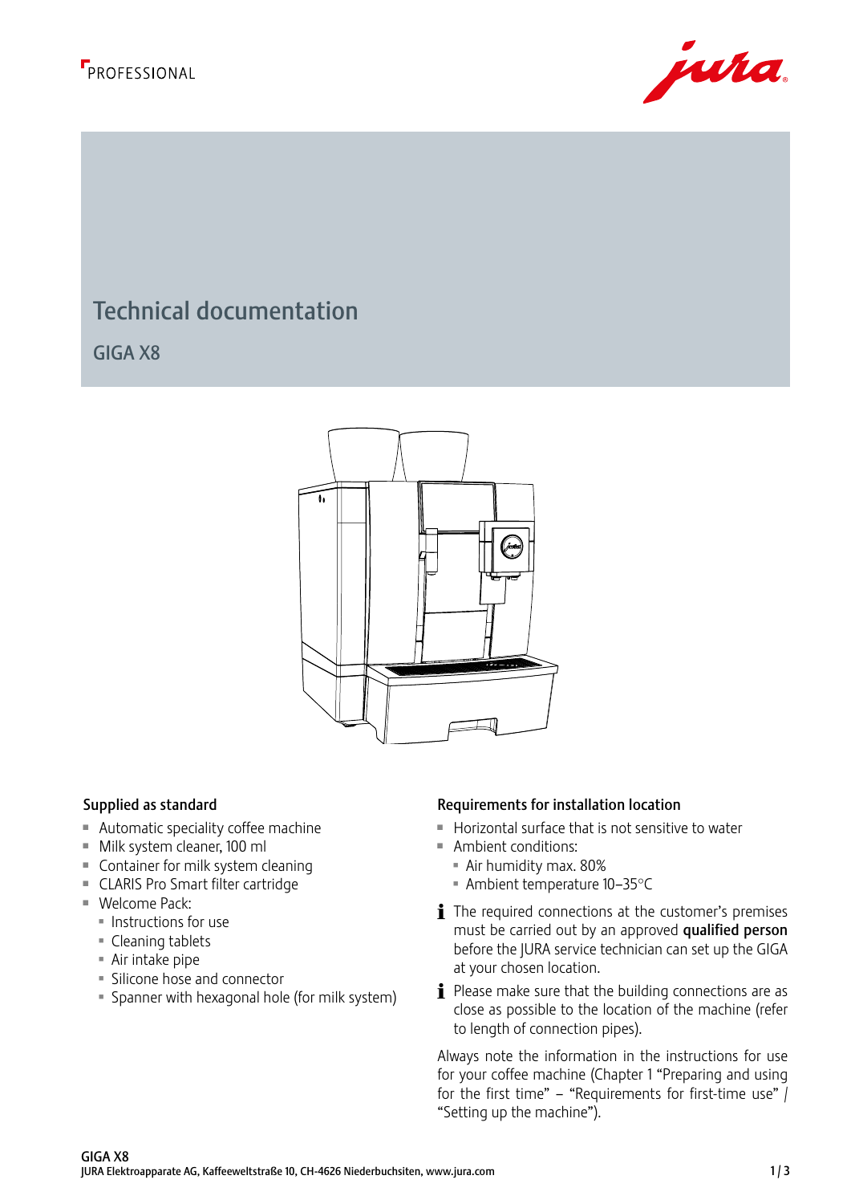PROFESSIONAL

# Technical documentation

## GIGA X8

### Supplied as standard

- Automatic speciality coffee machine
- Milk system cleaner, 100 ml
- Container for milk system cleaning
- CLARIS Pro Smart filter cartridge
- Welcome Pack:
  - Instructions for use
  - Cleaning tablets
  - Air intake pipe
  - Silicone hose and connector
  - Spanner with hexagonal hole (for milk system)

### Requirements for installation location

- Horizontal surface that is not sensitive to water
- Ambient conditions:
  - Air humidity max. 80%
  - Ambient temperature 10–35°C

**i** The required connections at the customer's premises must be carried out by an approved **qualified person** before the JURA service technician can set up the GIGA at your chosen location.

**i** Please make sure that the building connections are as close as possible to the location of the machine (refer to length of connection pipes).

Always note the information in the instructions for use for your coffee machine (Chapter 1 "Preparing and using for the first time" – "Requirements for first-time use" / "Setting up the machine").

GIGA X8
JURA Elektroapparate AG, Kaffeeweltstraße 10, CH-4626 Niederbuchsiten, www.jura.com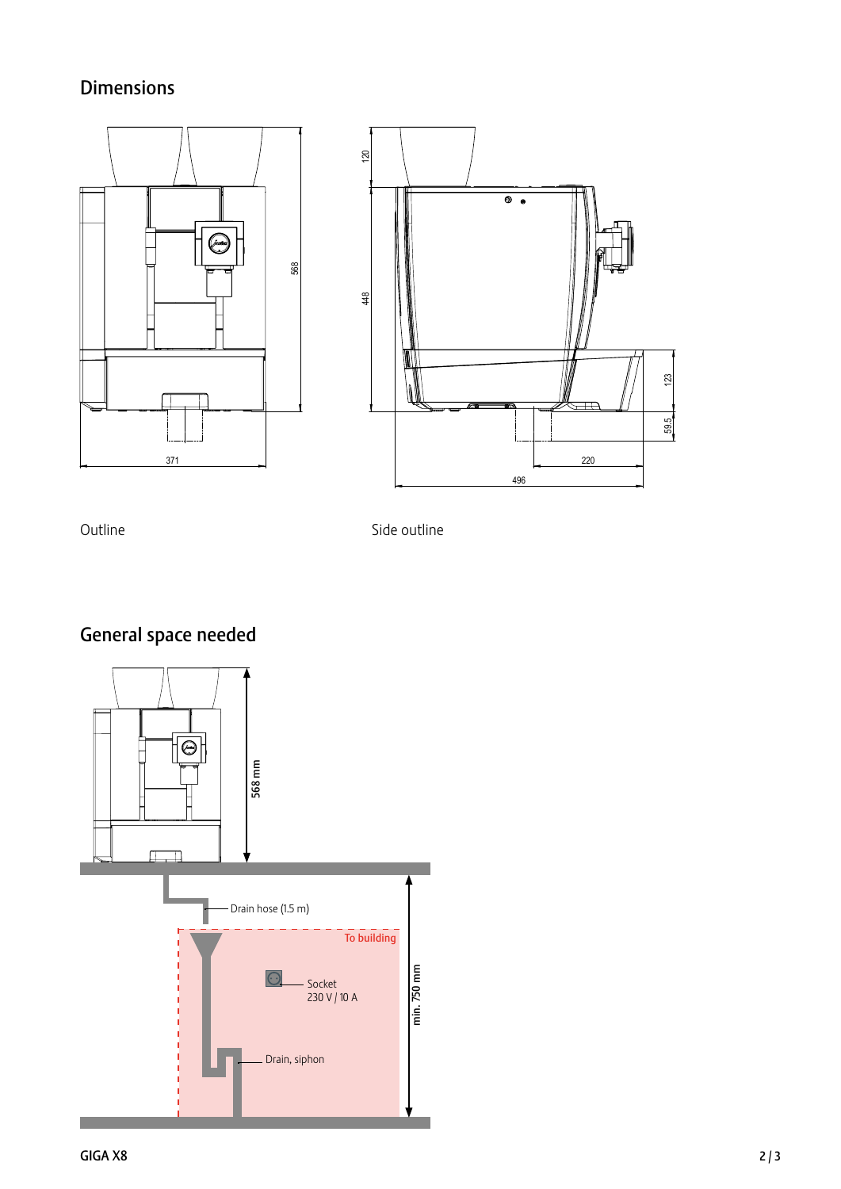## Dimensions

371

568

120

448

123

59.5

220

496

Outline

Side outline

## General space needed

568 mm

Drain hose (1.5 m)

To building

Socket
230 V / 10 A

min. 750 mm

Drain, siphon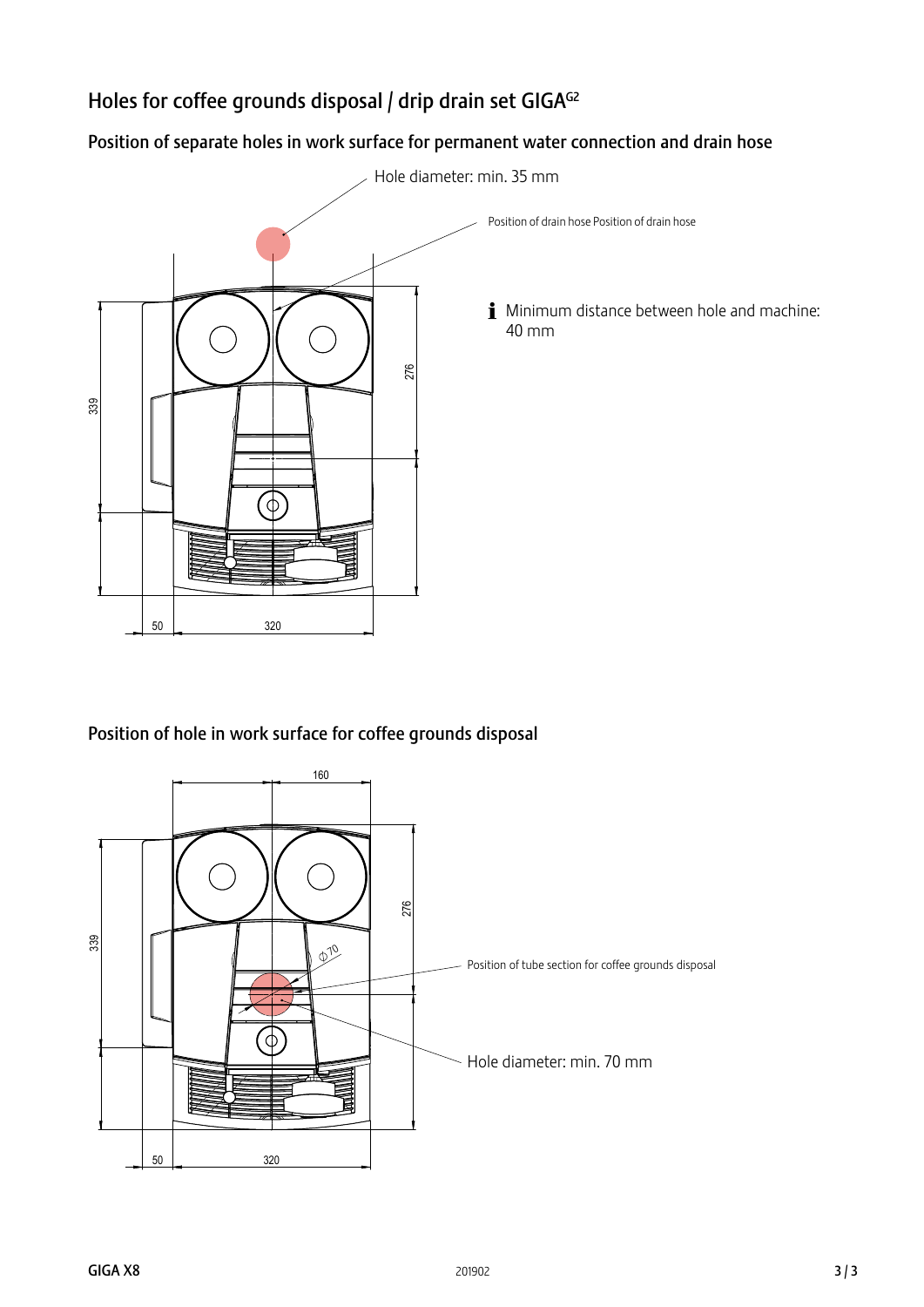# Holes for coffee grounds disposal / drip drain set GIGA[G2]

## Position of separate holes in work surface for permanent water connection and drain hose

Hole diameter: min. 35 mm

Position of drain hose Position of drain hose

339

276

50

320

ℹ Minimum distance between hole and machine: 40 mm

## Position of hole in work surface for coffee grounds disposal

160

339

276

⌀ 70

Position of tube section for coffee grounds disposal

Hole diameter: min. 70 mm

50

320